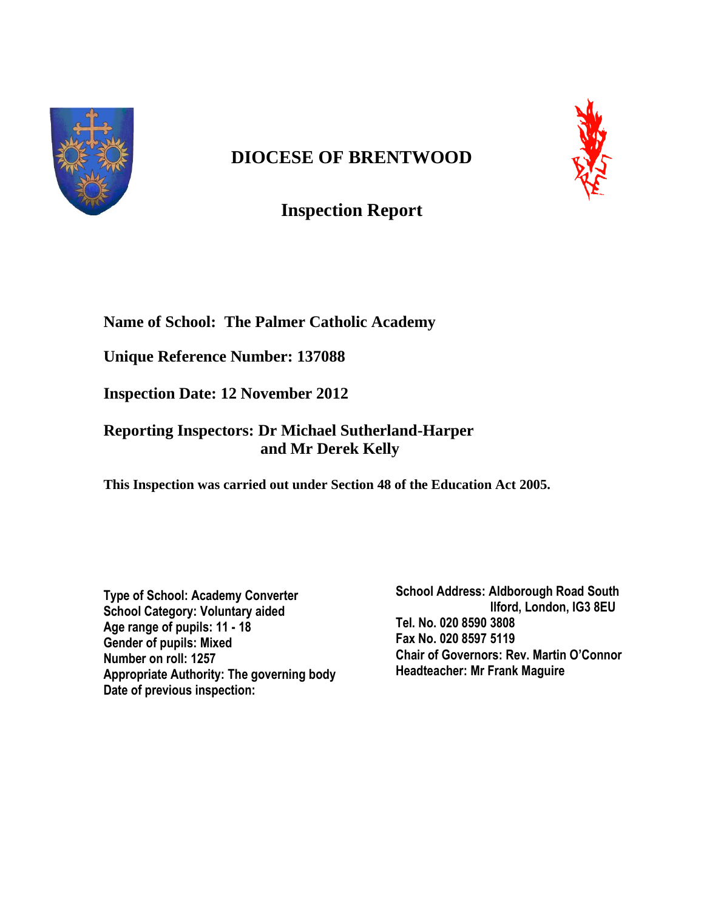# DIOCESE OF BRENTWOOD

## Inspection Report

**Name of School: The Palmer Catholic Academy**

**Unique Reference Number: 137088**

**Inspection Date: 12 November 2012**

**Reporting Inspectors: Dr Michael Sutherland-Harper and Mr Derek Kelly**

**This Inspection was carried out under Section 48 of the Education Act 2005.**

**Type of School: Academy Converter**
**School Category: Voluntary aided**
**Age range of pupils: 11 - 18**
**Gender of pupils: Mixed**
**Number on roll: 1257**
**Appropriate Authority: The governing body**
**Date of previous inspection:**

**School Address: Aldborough Road South Ilford, London, IG3 8EU**
**Tel. No. 020 8590 3808**
**Fax No. 020 8597 5119**
**Chair of Governors: Rev. Martin O'Connor**
**Headteacher: Mr Frank Maguire**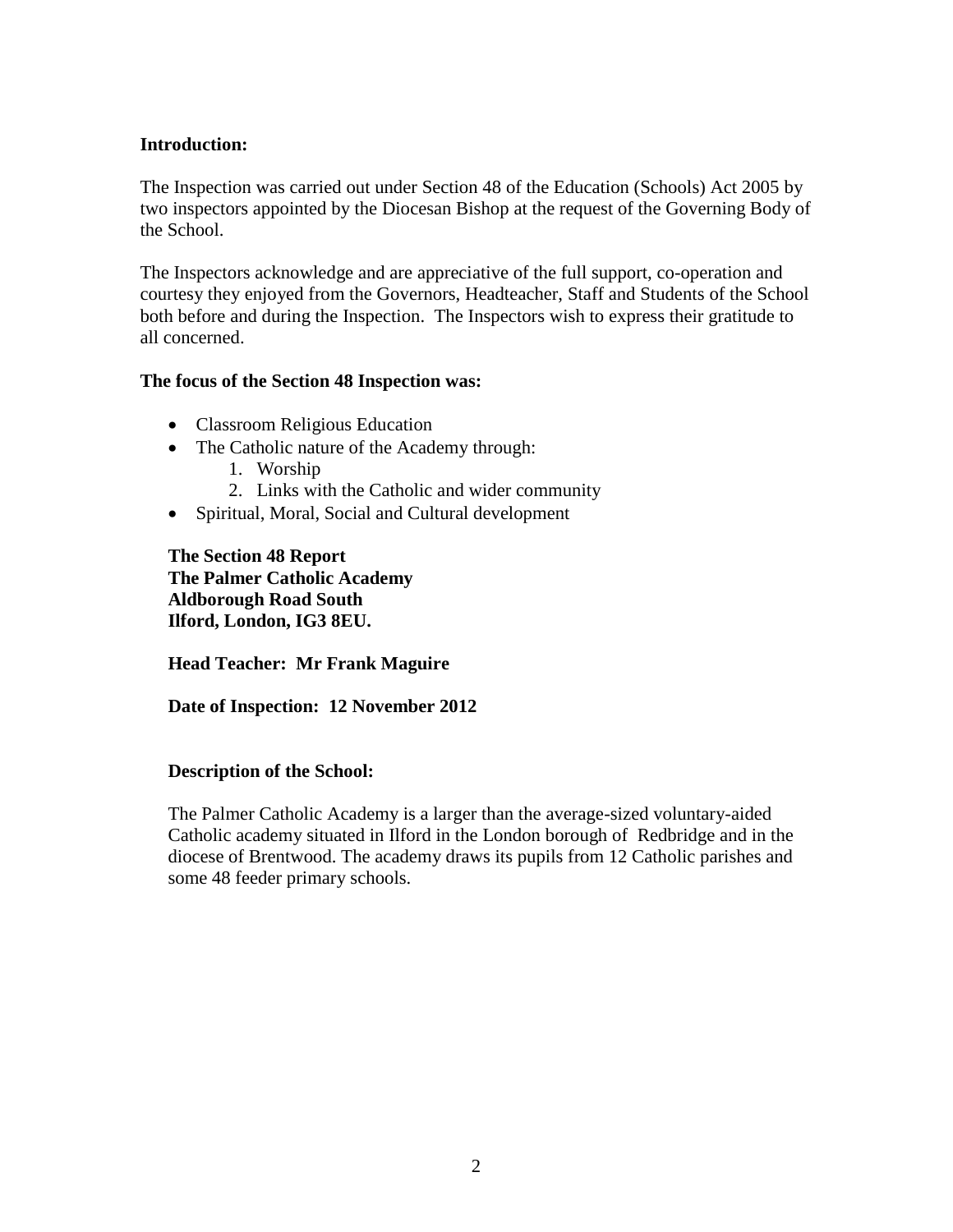## Introduction:

The Inspection was carried out under Section 48 of the Education (Schools) Act 2005 by two inspectors appointed by the Diocesan Bishop at the request of the Governing Body of the School.

The Inspectors acknowledge and are appreciative of the full support, co-operation and courtesy they enjoyed from the Governors, Headteacher, Staff and Students of the School both before and during the Inspection. The Inspectors wish to express their gratitude to all concerned.

## The focus of the Section 48 Inspection was:

- Classroom Religious Education
- The Catholic nature of the Academy through:
    1. Worship
    2. Links with the Catholic and wider community
- Spiritual, Moral, Social and Cultural development

**The Section 48 Report**
**The Palmer Catholic Academy**
**Aldborough Road South**
**Ilford, London, IG3 8EU.**

**Head Teacher: Mr Frank Maguire**

**Date of Inspection: 12 November 2012**

## Description of the School:

The Palmer Catholic Academy is a larger than the average-sized voluntary-aided Catholic academy situated in Ilford in the London borough of Redbridge and in the diocese of Brentwood. The academy draws its pupils from 12 Catholic parishes and some 48 feeder primary schools.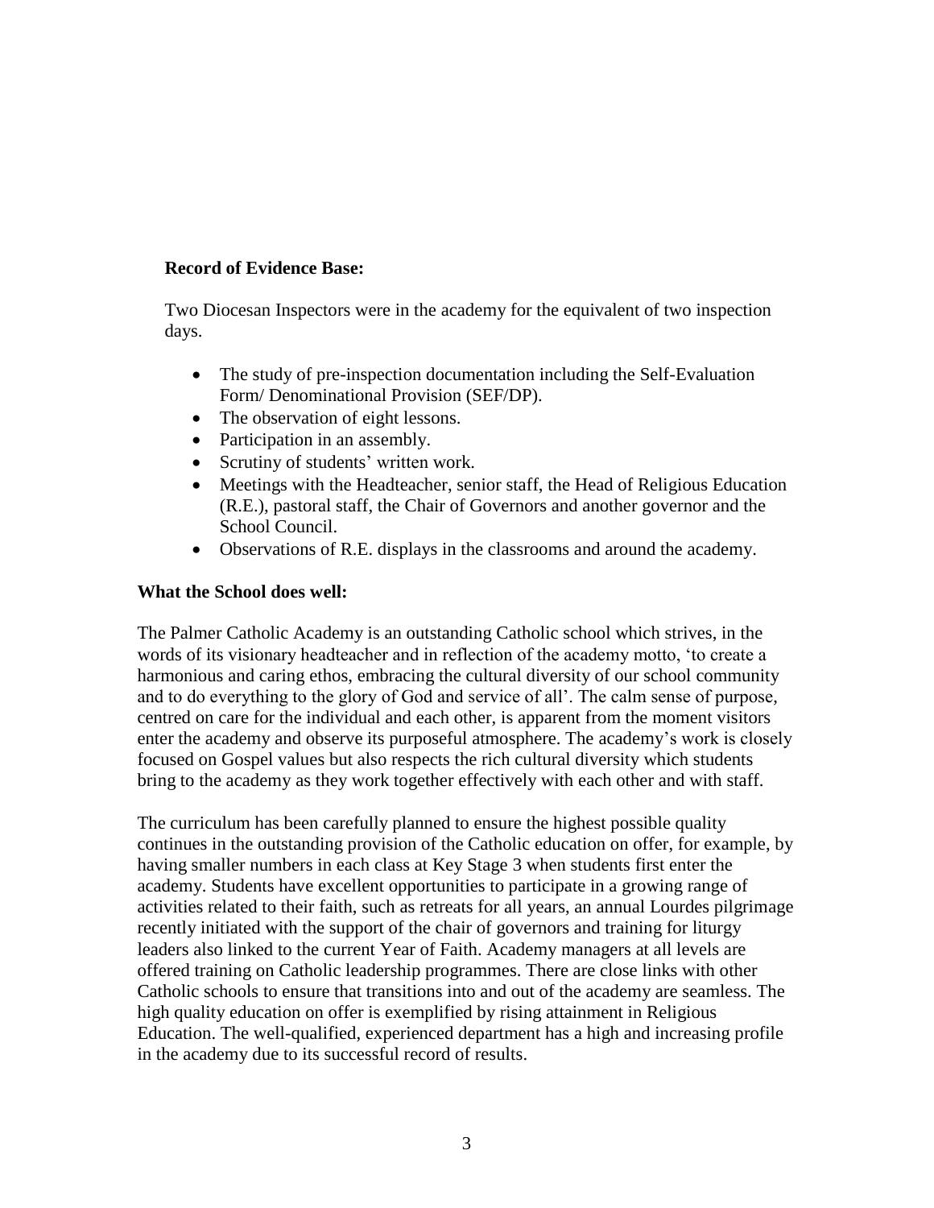**Record of Evidence Base:**

Two Diocesan Inspectors were in the academy for the equivalent of two inspection days.

- The study of pre-inspection documentation including the Self-Evaluation Form/ Denominational Provision (SEF/DP).
- The observation of eight lessons.
- Participation in an assembly.
- Scrutiny of students' written work.
- Meetings with the Headteacher, senior staff, the Head of Religious Education (R.E.), pastoral staff, the Chair of Governors and another governor and the School Council.
- Observations of R.E. displays in the classrooms and around the academy.

**What the School does well:**

The Palmer Catholic Academy is an outstanding Catholic school which strives, in the words of its visionary headteacher and in reflection of the academy motto, 'to create a harmonious and caring ethos, embracing the cultural diversity of our school community and to do everything to the glory of God and service of all'. The calm sense of purpose, centred on care for the individual and each other, is apparent from the moment visitors enter the academy and observe its purposeful atmosphere. The academy's work is closely focused on Gospel values but also respects the rich cultural diversity which students bring to the academy as they work together effectively with each other and with staff.

The curriculum has been carefully planned to ensure the highest possible quality continues in the outstanding provision of the Catholic education on offer, for example, by having smaller numbers in each class at Key Stage 3 when students first enter the academy. Students have excellent opportunities to participate in a growing range of activities related to their faith, such as retreats for all years, an annual Lourdes pilgrimage recently initiated with the support of the chair of governors and training for liturgy leaders also linked to the current Year of Faith. Academy managers at all levels are offered training on Catholic leadership programmes. There are close links with other Catholic schools to ensure that transitions into and out of the academy are seamless. The high quality education on offer is exemplified by rising attainment in Religious Education. The well-qualified, experienced department has a high and increasing profile in the academy due to its successful record of results.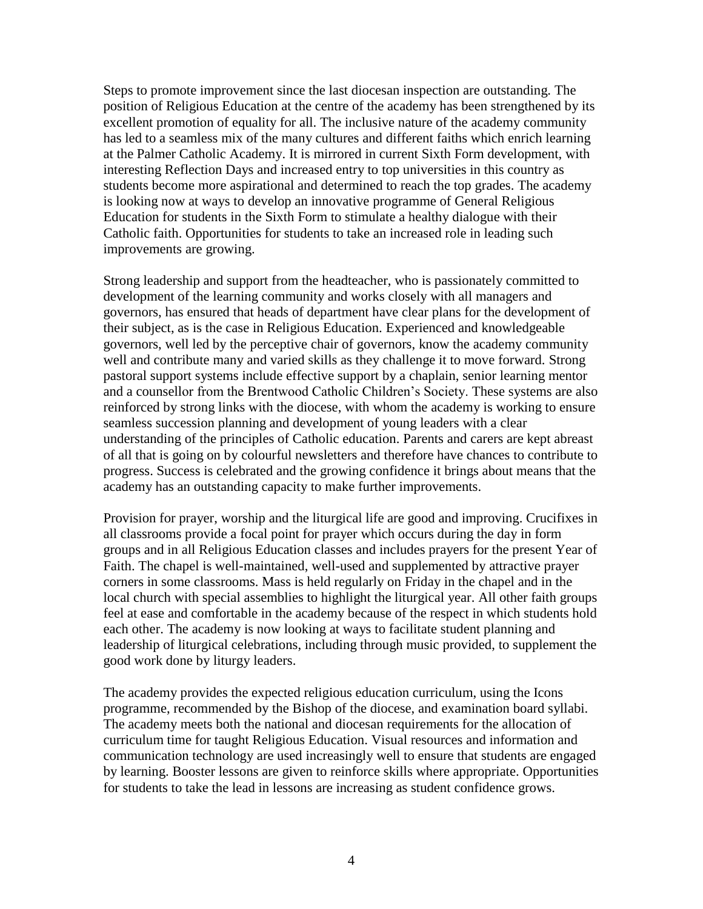Steps to promote improvement since the last diocesan inspection are outstanding. The position of Religious Education at the centre of the academy has been strengthened by its excellent promotion of equality for all. The inclusive nature of the academy community has led to a seamless mix of the many cultures and different faiths which enrich learning at the Palmer Catholic Academy. It is mirrored in current Sixth Form development, with interesting Reflection Days and increased entry to top universities in this country as students become more aspirational and determined to reach the top grades. The academy is looking now at ways to develop an innovative programme of General Religious Education for students in the Sixth Form to stimulate a healthy dialogue with their Catholic faith. Opportunities for students to take an increased role in leading such improvements are growing.

Strong leadership and support from the headteacher, who is passionately committed to development of the learning community and works closely with all managers and governors, has ensured that heads of department have clear plans for the development of their subject, as is the case in Religious Education. Experienced and knowledgeable governors, well led by the perceptive chair of governors, know the academy community well and contribute many and varied skills as they challenge it to move forward. Strong pastoral support systems include effective support by a chaplain, senior learning mentor and a counsellor from the Brentwood Catholic Children's Society. These systems are also reinforced by strong links with the diocese, with whom the academy is working to ensure seamless succession planning and development of young leaders with a clear understanding of the principles of Catholic education. Parents and carers are kept abreast of all that is going on by colourful newsletters and therefore have chances to contribute to progress. Success is celebrated and the growing confidence it brings about means that the academy has an outstanding capacity to make further improvements.

Provision for prayer, worship and the liturgical life are good and improving. Crucifixes in all classrooms provide a focal point for prayer which occurs during the day in form groups and in all Religious Education classes and includes prayers for the present Year of Faith. The chapel is well-maintained, well-used and supplemented by attractive prayer corners in some classrooms. Mass is held regularly on Friday in the chapel and in the local church with special assemblies to highlight the liturgical year. All other faith groups feel at ease and comfortable in the academy because of the respect in which students hold each other. The academy is now looking at ways to facilitate student planning and leadership of liturgical celebrations, including through music provided, to supplement the good work done by liturgy leaders.

The academy provides the expected religious education curriculum, using the Icons programme, recommended by the Bishop of the diocese, and examination board syllabi. The academy meets both the national and diocesan requirements for the allocation of curriculum time for taught Religious Education. Visual resources and information and communication technology are used increasingly well to ensure that students are engaged by learning. Booster lessons are given to reinforce skills where appropriate. Opportunities for students to take the lead in lessons are increasing as student confidence grows.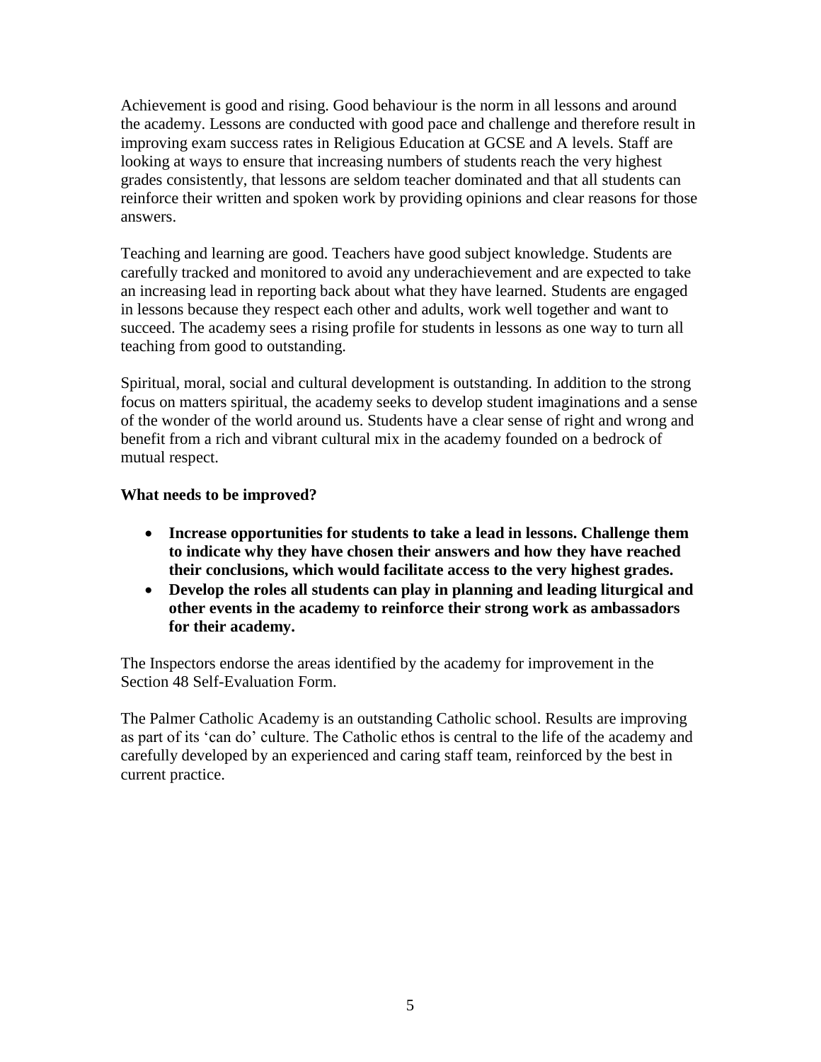Achievement is good and rising. Good behaviour is the norm in all lessons and around the academy. Lessons are conducted with good pace and challenge and therefore result in improving exam success rates in Religious Education at GCSE and A levels. Staff are looking at ways to ensure that increasing numbers of students reach the very highest grades consistently, that lessons are seldom teacher dominated and that all students can reinforce their written and spoken work by providing opinions and clear reasons for those answers.

Teaching and learning are good. Teachers have good subject knowledge. Students are carefully tracked and monitored to avoid any underachievement and are expected to take an increasing lead in reporting back about what they have learned. Students are engaged in lessons because they respect each other and adults, work well together and want to succeed. The academy sees a rising profile for students in lessons as one way to turn all teaching from good to outstanding.

Spiritual, moral, social and cultural development is outstanding. In addition to the strong focus on matters spiritual, the academy seeks to develop student imaginations and a sense of the wonder of the world around us. Students have a clear sense of right and wrong and benefit from a rich and vibrant cultural mix in the academy founded on a bedrock of mutual respect.

**What needs to be improved?**

- **Increase opportunities for students to take a lead in lessons. Challenge them to indicate why they have chosen their answers and how they have reached their conclusions, which would facilitate access to the very highest grades.**
- **Develop the roles all students can play in planning and leading liturgical and other events in the academy to reinforce their strong work as ambassadors for their academy.**

The Inspectors endorse the areas identified by the academy for improvement in the Section 48 Self-Evaluation Form.

The Palmer Catholic Academy is an outstanding Catholic school. Results are improving as part of its 'can do' culture. The Catholic ethos is central to the life of the academy and carefully developed by an experienced and caring staff team, reinforced by the best in current practice.